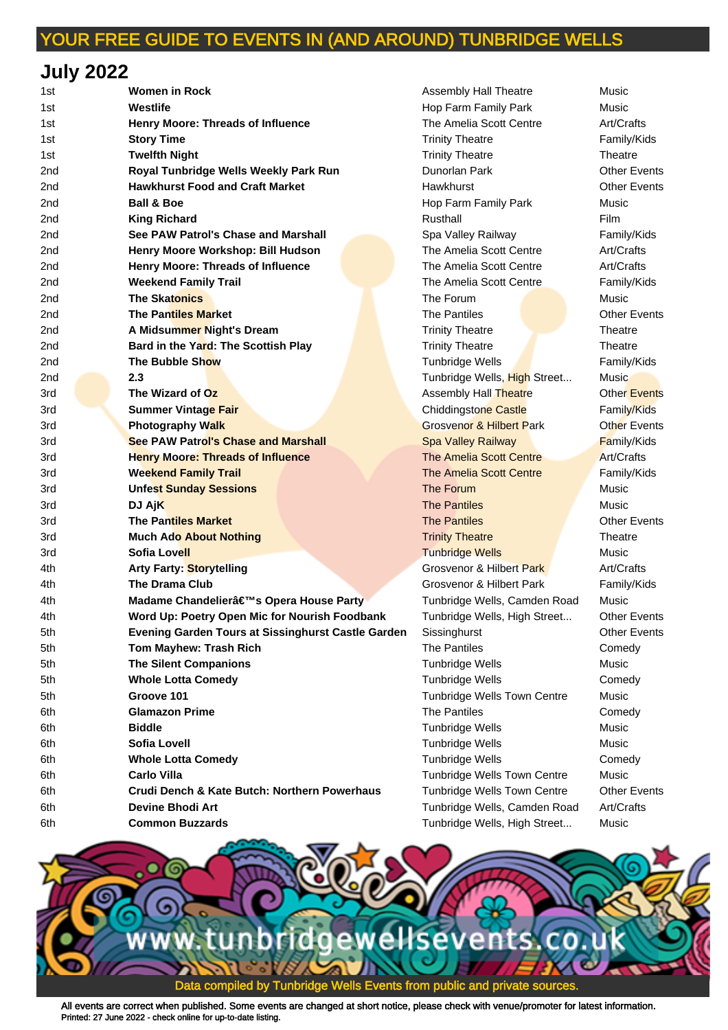# YOUR FREE GUIDE TO EVENTS IN (AND AROUND) TUNBRIDGE WELLS

## July 2022

| | | | |
|---|---|---|---|
| 1st | **Women in Rock** | Assembly Hall Theatre | Music |
| 1st | **Westlife** | Hop Farm Family Park | Music |
| 1st | **Henry Moore: Threads of Influence** | The Amelia Scott Centre | Art/Crafts |
| 1st | **Story Time** | Trinity Theatre | Family/Kids |
| 1st | **Twelfth Night** | Trinity Theatre | Theatre |
| 2nd | **Royal Tunbridge Wells Weekly Park Run** | Dunorlan Park | Other Events |
| 2nd | **Hawkhurst Food and Craft Market** | Hawkhurst | Other Events |
| 2nd | **Ball & Boe** | Hop Farm Family Park | Music |
| 2nd | **King Richard** | Rusthall | Film |
| 2nd | **See PAW Patrol's Chase and Marshall** | Spa Valley Railway | Family/Kids |
| 2nd | **Henry Moore Workshop: Bill Hudson** | The Amelia Scott Centre | Art/Crafts |
| 2nd | **Henry Moore: Threads of Influence** | The Amelia Scott Centre | Art/Crafts |
| 2nd | **Weekend Family Trail** | The Amelia Scott Centre | Family/Kids |
| 2nd | **The Skatonics** | The Forum | Music |
| 2nd | **The Pantiles Market** | The Pantiles | Other Events |
| 2nd | **A Midsummer Night's Dream** | Trinity Theatre | Theatre |
| 2nd | **Bard in the Yard: The Scottish Play** | Trinity Theatre | Theatre |
| 2nd | **The Bubble Show** | Tunbridge Wells | Family/Kids |
| 2nd | **2.3** | Tunbridge Wells, High Street... | Music |
| 3rd | **The Wizard of Oz** | Assembly Hall Theatre | Other Events |
| 3rd | **Summer Vintage Fair** | Chiddingstone Castle | Family/Kids |
| 3rd | **Photography Walk** | Grosvenor & Hilbert Park | Other Events |
| 3rd | **See PAW Patrol's Chase and Marshall** | Spa Valley Railway | Family/Kids |
| 3rd | **Henry Moore: Threads of Influence** | The Amelia Scott Centre | Art/Crafts |
| 3rd | **Weekend Family Trail** | The Amelia Scott Centre | Family/Kids |
| 3rd | **Unfest Sunday Sessions** | The Forum | Music |
| 3rd | **DJ AjK** | The Pantiles | Music |
| 3rd | **The Pantiles Market** | The Pantiles | Other Events |
| 3rd | **Much Ado About Nothing** | Trinity Theatre | Theatre |
| 3rd | **Sofia Lovell** | Tunbridge Wells | Music |
| 4th | **Arty Farty: Storytelling** | Grosvenor & Hilbert Park | Art/Crafts |
| 4th | **The Drama Club** | Grosvenor & Hilbert Park | Family/Kids |
| 4th | **Madame Chandelierâ€™s Opera House Party** | Tunbridge Wells, Camden Road | Music |
| 4th | **Word Up: Poetry Open Mic for Nourish Foodbank** | Tunbridge Wells, High Street... | Other Events |
| 5th | **Evening Garden Tours at Sissinghurst Castle Garden** | Sissinghurst | Other Events |
| 5th | **Tom Mayhew: Trash Rich** | The Pantiles | Comedy |
| 5th | **The Silent Companions** | Tunbridge Wells | Music |
| 5th | **Whole Lotta Comedy** | Tunbridge Wells | Comedy |
| 5th | **Groove 101** | Tunbridge Wells Town Centre | Music |
| 6th | **Glamazon Prime** | The Pantiles | Comedy |
| 6th | **Biddle** | Tunbridge Wells | Music |
| 6th | **Sofia Lovell** | Tunbridge Wells | Music |
| 6th | **Whole Lotta Comedy** | Tunbridge Wells | Comedy |
| 6th | **Carlo Villa** | Tunbridge Wells Town Centre | Music |
| 6th | **Crudi Dench & Kate Butch: Northern Powerhaus** | Tunbridge Wells Town Centre | Other Events |
| 6th | **Devine Bhodi Art** | Tunbridge Wells, Camden Road | Art/Crafts |
| 6th | **Common Buzzards** | Tunbridge Wells, High Street... | Music |

www.tunbridgewellsevents.co.uk

Data compiled by Tunbridge Wells Events from public and private sources.

All events are correct when published. Some events are changed at short notice, please check with venue/promoter for latest information.
Printed: 27 June 2022 - check online for up-to-date listing.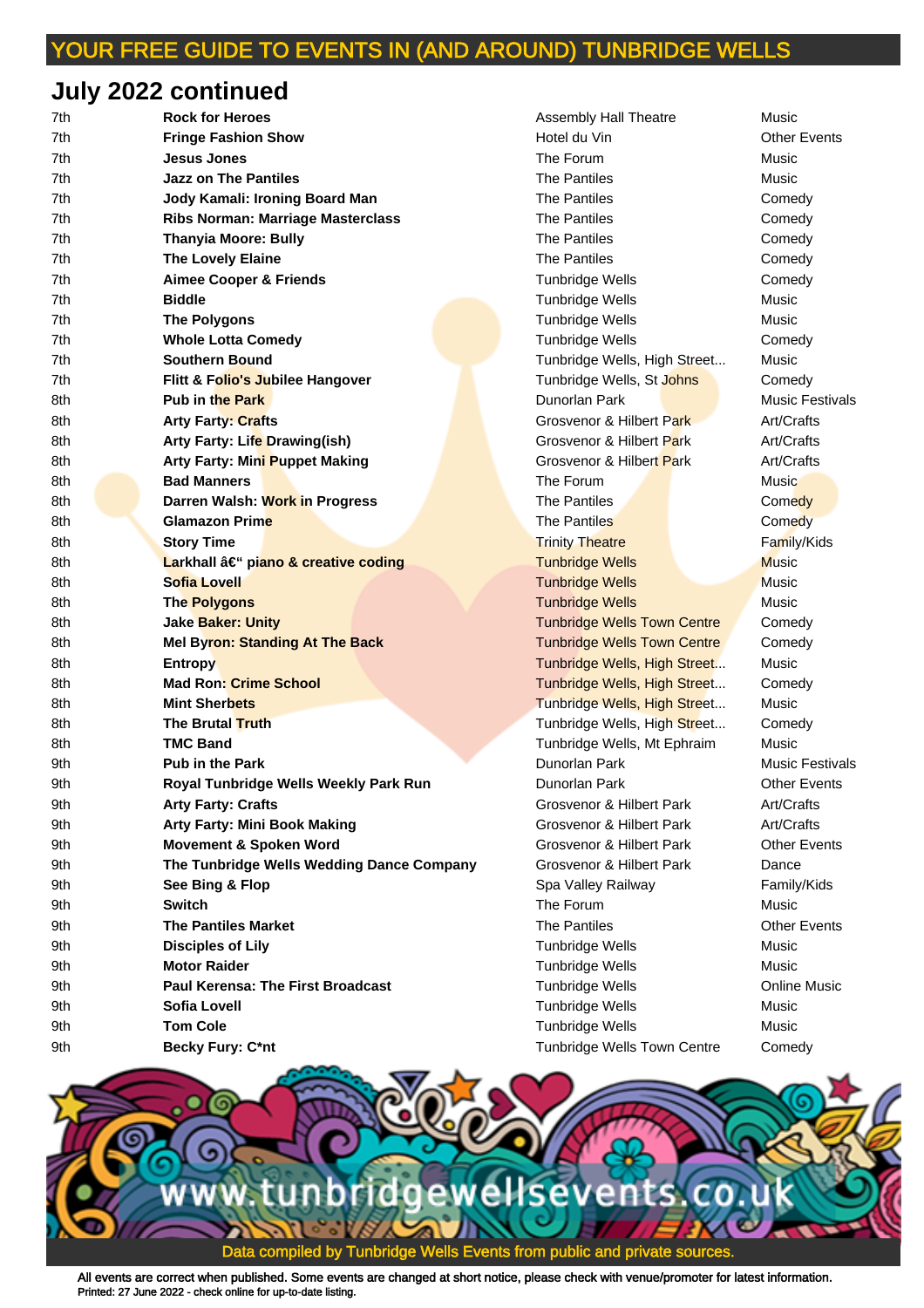YOUR FREE GUIDE TO EVENTS IN (AND AROUND) TUNBRIDGE WELLS

## July 2022 continued

| | | | |
|---|---|---|---|
| 7th | **Rock for Heroes** | Assembly Hall Theatre | Music |
| 7th | **Fringe Fashion Show** | Hotel du Vin | Other Events |
| 7th | **Jesus Jones** | The Forum | Music |
| 7th | **Jazz on The Pantiles** | The Pantiles | Music |
| 7th | **Jody Kamali: Ironing Board Man** | The Pantiles | Comedy |
| 7th | **Ribs Norman: Marriage Masterclass** | The Pantiles | Comedy |
| 7th | **Thanyia Moore: Bully** | The Pantiles | Comedy |
| 7th | **The Lovely Elaine** | The Pantiles | Comedy |
| 7th | **Aimee Cooper & Friends** | Tunbridge Wells | Comedy |
| 7th | **Biddle** | Tunbridge Wells | Music |
| 7th | **The Polygons** | Tunbridge Wells | Music |
| 7th | **Whole Lotta Comedy** | Tunbridge Wells | Comedy |
| 7th | **Southern Bound** | Tunbridge Wells, High Street... | Music |
| 7th | **Flitt & Folio's Jubilee Hangover** | Tunbridge Wells, St Johns | Comedy |
| 8th | **Pub in the Park** | Dunorlan Park | Music Festivals |
| 8th | **Arty Farty: Crafts** | Grosvenor & Hilbert Park | Art/Crafts |
| 8th | **Arty Farty: Life Drawing(ish)** | Grosvenor & Hilbert Park | Art/Crafts |
| 8th | **Arty Farty: Mini Puppet Making** | Grosvenor & Hilbert Park | Art/Crafts |
| 8th | **Bad Manners** | The Forum | Music |
| 8th | **Darren Walsh: Work in Progress** | The Pantiles | Comedy |
| 8th | **Glamazon Prime** | The Pantiles | Comedy |
| 8th | **Story Time** | Trinity Theatre | Family/Kids |
| 8th | **Larkhall â€“ piano & creative coding** | Tunbridge Wells | Music |
| 8th | **Sofia Lovell** | Tunbridge Wells | Music |
| 8th | **The Polygons** | Tunbridge Wells | Music |
| 8th | **Jake Baker: Unity** | Tunbridge Wells Town Centre | Comedy |
| 8th | **Mel Byron: Standing At The Back** | Tunbridge Wells Town Centre | Comedy |
| 8th | **Entropy** | Tunbridge Wells, High Street... | Music |
| 8th | **Mad Ron: Crime School** | Tunbridge Wells, High Street... | Comedy |
| 8th | **Mint Sherbets** | Tunbridge Wells, High Street... | Music |
| 8th | **The Brutal Truth** | Tunbridge Wells, High Street... | Comedy |
| 8th | **TMC Band** | Tunbridge Wells, Mt Ephraim | Music |
| 9th | **Pub in the Park** | Dunorlan Park | Music Festivals |
| 9th | **Royal Tunbridge Wells Weekly Park Run** | Dunorlan Park | Other Events |
| 9th | **Arty Farty: Crafts** | Grosvenor & Hilbert Park | Art/Crafts |
| 9th | **Arty Farty: Mini Book Making** | Grosvenor & Hilbert Park | Art/Crafts |
| 9th | **Movement & Spoken Word** | Grosvenor & Hilbert Park | Other Events |
| 9th | **The Tunbridge Wells Wedding Dance Company** | Grosvenor & Hilbert Park | Dance |
| 9th | **See Bing & Flop** | Spa Valley Railway | Family/Kids |
| 9th | **Switch** | The Forum | Music |
| 9th | **The Pantiles Market** | The Pantiles | Other Events |
| 9th | **Disciples of Lily** | Tunbridge Wells | Music |
| 9th | **Motor Raider** | Tunbridge Wells | Music |
| 9th | **Paul Kerensa: The First Broadcast** | Tunbridge Wells | Online Music |
| 9th | **Sofia Lovell** | Tunbridge Wells | Music |
| 9th | **Tom Cole** | Tunbridge Wells | Music |
| 9th | **Becky Fury: C*nt** | Tunbridge Wells Town Centre | Comedy |

www.tunbridgewellsevents.co.uk

Data compiled by Tunbridge Wells Events from public and private sources.

All events are correct when published. Some events are changed at short notice, please check with venue/promoter for latest information.
Printed: 27 June 2022 - check online for up-to-date listing.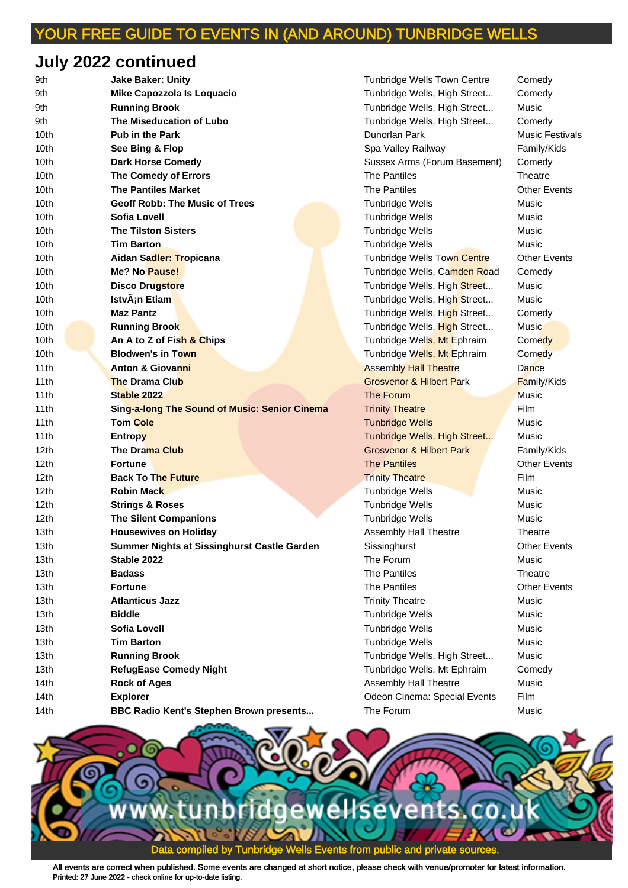# YOUR FREE GUIDE TO EVENTS IN (AND AROUND) TUNBRIDGE WELLS

## July 2022 continued

| Date | Event | Venue | Category |
|---|---|---|---|
| 9th | **Jake Baker: Unity** | Tunbridge Wells Town Centre | Comedy |
| 9th | **Mike Capozzola Is Loquacio** | Tunbridge Wells, High Street... | Comedy |
| 9th | **Running Brook** | Tunbridge Wells, High Street... | Music |
| 9th | **The Miseducation of Lubo** | Tunbridge Wells, High Street... | Comedy |
| 10th | **Pub in the Park** | Dunorlan Park | Music Festivals |
| 10th | **See Bing & Flop** | Spa Valley Railway | Family/Kids |
| 10th | **Dark Horse Comedy** | Sussex Arms (Forum Basement) | Comedy |
| 10th | **The Comedy of Errors** | The Pantiles | Theatre |
| 10th | **The Pantiles Market** | The Pantiles | Other Events |
| 10th | **Geoff Robb: The Music of Trees** | Tunbridge Wells | Music |
| 10th | **Sofia Lovell** | Tunbridge Wells | Music |
| 10th | **The Tilston Sisters** | Tunbridge Wells | Music |
| 10th | **Tim Barton** | Tunbridge Wells | Music |
| 10th | **Aidan Sadler: Tropicana** | Tunbridge Wells Town Centre | Other Events |
| 10th | **Me? No Pause!** | Tunbridge Wells, Camden Road | Comedy |
| 10th | **Disco Drugstore** | Tunbridge Wells, High Street... | Music |
| 10th | **IstvÃ¡n Etiam** | Tunbridge Wells, High Street... | Music |
| 10th | **Maz Pantz** | Tunbridge Wells, High Street... | Comedy |
| 10th | **Running Brook** | Tunbridge Wells, High Street... | Music |
| 10th | **An A to Z of Fish & Chips** | Tunbridge Wells, Mt Ephraim | Comedy |
| 10th | **Blodwen's in Town** | Tunbridge Wells, Mt Ephraim | Comedy |
| 11th | **Anton & Giovanni** | Assembly Hall Theatre | Dance |
| 11th | **The Drama Club** | Grosvenor & Hilbert Park | Family/Kids |
| 11th | **Stable 2022** | The Forum | Music |
| 11th | **Sing-a-long The Sound of Music: Senior Cinema** | Trinity Theatre | Film |
| 11th | **Tom Cole** | Tunbridge Wells | Music |
| 11th | **Entropy** | Tunbridge Wells, High Street... | Music |
| 12th | **The Drama Club** | Grosvenor & Hilbert Park | Family/Kids |
| 12th | **Fortune** | The Pantiles | Other Events |
| 12th | **Back To The Future** | Trinity Theatre | Film |
| 12th | **Robin Mack** | Tunbridge Wells | Music |
| 12th | **Strings & Roses** | Tunbridge Wells | Music |
| 12th | **The Silent Companions** | Tunbridge Wells | Music |
| 13th | **Housewives on Holiday** | Assembly Hall Theatre | Theatre |
| 13th | **Summer Nights at Sissinghurst Castle Garden** | Sissinghurst | Other Events |
| 13th | **Stable 2022** | The Forum | Music |
| 13th | **Badass** | The Pantiles | Theatre |
| 13th | **Fortune** | The Pantiles | Other Events |
| 13th | **Atlanticus Jazz** | Trinity Theatre | Music |
| 13th | **Biddle** | Tunbridge Wells | Music |
| 13th | **Sofia Lovell** | Tunbridge Wells | Music |
| 13th | **Tim Barton** | Tunbridge Wells | Music |
| 13th | **Running Brook** | Tunbridge Wells, High Street... | Music |
| 13th | **RefugEase Comedy Night** | Tunbridge Wells, Mt Ephraim | Comedy |
| 14th | **Rock of Ages** | Assembly Hall Theatre | Music |
| 14th | **Explorer** | Odeon Cinema: Special Events | Film |
| 14th | **BBC Radio Kent's Stephen Brown presents...** | The Forum | Music |

www.tunbridgewellsevents.co.uk

Data compiled by Tunbridge Wells Events from public and private sources.

All events are correct when published. Some events are changed at short notice, please check with venue/promoter for latest information.
Printed: 27 June 2022 - check online for up-to-date listing.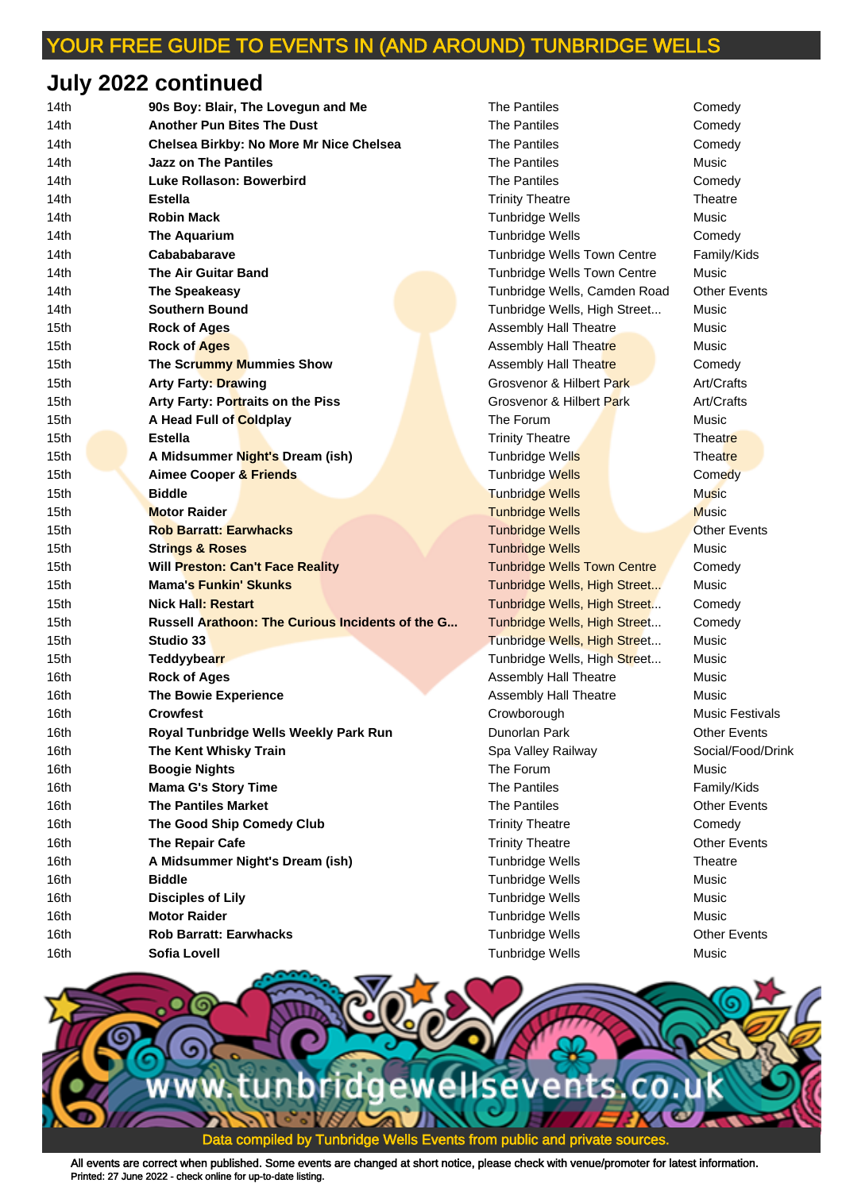YOUR FREE GUIDE TO EVENTS IN (AND AROUND) TUNBRIDGE WELLS

## July 2022 continued

| | | | |
|---|---|---|---|
| 14th | **90s Boy: Blair, The Lovegun and Me** | The Pantiles | Comedy |
| 14th | **Another Pun Bites The Dust** | The Pantiles | Comedy |
| 14th | **Chelsea Birkby: No More Mr Nice Chelsea** | The Pantiles | Comedy |
| 14th | **Jazz on The Pantiles** | The Pantiles | Music |
| 14th | **Luke Rollason: Bowerbird** | The Pantiles | Comedy |
| 14th | **Estella** | Trinity Theatre | Theatre |
| 14th | **Robin Mack** | Tunbridge Wells | Music |
| 14th | **The Aquarium** | Tunbridge Wells | Comedy |
| 14th | **Cabababarave** | Tunbridge Wells Town Centre | Family/Kids |
| 14th | **The Air Guitar Band** | Tunbridge Wells Town Centre | Music |
| 14th | **The Speakeasy** | Tunbridge Wells, Camden Road | Other Events |
| 14th | **Southern Bound** | Tunbridge Wells, High Street... | Music |
| 15th | **Rock of Ages** | Assembly Hall Theatre | Music |
| 15th | **Rock of Ages** | Assembly Hall Theatre | Music |
| 15th | **The Scrummy Mummies Show** | Assembly Hall Theatre | Comedy |
| 15th | **Arty Farty: Drawing** | Grosvenor & Hilbert Park | Art/Crafts |
| 15th | **Arty Farty: Portraits on the Piss** | Grosvenor & Hilbert Park | Art/Crafts |
| 15th | **A Head Full of Coldplay** | The Forum | Music |
| 15th | **Estella** | Trinity Theatre | Theatre |
| 15th | **A Midsummer Night's Dream (ish)** | Tunbridge Wells | Theatre |
| 15th | **Aimee Cooper & Friends** | Tunbridge Wells | Comedy |
| 15th | **Biddle** | Tunbridge Wells | Music |
| 15th | **Motor Raider** | Tunbridge Wells | Music |
| 15th | **Rob Barratt: Earwhacks** | Tunbridge Wells | Other Events |
| 15th | **Strings & Roses** | Tunbridge Wells | Music |
| 15th | **Will Preston: Can't Face Reality** | Tunbridge Wells Town Centre | Comedy |
| 15th | **Mama's Funkin' Skunks** | Tunbridge Wells, High Street... | Music |
| 15th | **Nick Hall: Restart** | Tunbridge Wells, High Street... | Comedy |
| 15th | **Russell Arathoon: The Curious Incidents of the G...** | Tunbridge Wells, High Street... | Comedy |
| 15th | **Studio 33** | Tunbridge Wells, High Street... | Music |
| 15th | **Teddyybearr** | Tunbridge Wells, High Street... | Music |
| 16th | **Rock of Ages** | Assembly Hall Theatre | Music |
| 16th | **The Bowie Experience** | Assembly Hall Theatre | Music |
| 16th | **Crowfest** | Crowborough | Music Festivals |
| 16th | **Royal Tunbridge Wells Weekly Park Run** | Dunorlan Park | Other Events |
| 16th | **The Kent Whisky Train** | Spa Valley Railway | Social/Food/Drink |
| 16th | **Boogie Nights** | The Forum | Music |
| 16th | **Mama G's Story Time** | The Pantiles | Family/Kids |
| 16th | **The Pantiles Market** | The Pantiles | Other Events |
| 16th | **The Good Ship Comedy Club** | Trinity Theatre | Comedy |
| 16th | **The Repair Cafe** | Trinity Theatre | Other Events |
| 16th | **A Midsummer Night's Dream (ish)** | Tunbridge Wells | Theatre |
| 16th | **Biddle** | Tunbridge Wells | Music |
| 16th | **Disciples of Lily** | Tunbridge Wells | Music |
| 16th | **Motor Raider** | Tunbridge Wells | Music |
| 16th | **Rob Barratt: Earwhacks** | Tunbridge Wells | Other Events |
| 16th | **Sofia Lovell** | Tunbridge Wells | Music |

www.tunbridgewellsevents.co.uk

Data compiled by Tunbridge Wells Events from public and private sources.

All events are correct when published. Some events are changed at short notice, please check with venue/promoter for latest information.
Printed: 27 June 2022 - check online for up-to-date listing.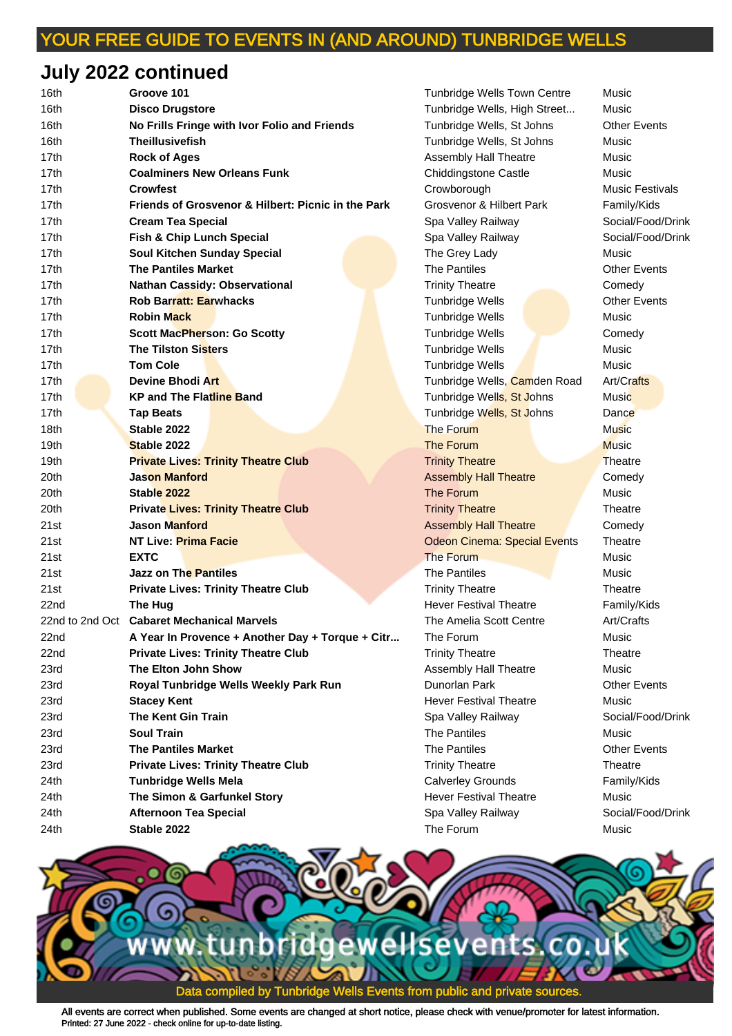YOUR FREE GUIDE TO EVENTS IN (AND AROUND) TUNBRIDGE WELLS

## July 2022 continued

| Date | Event | Venue | Category |
|---|---|---|---|
| 16th | **Groove 101** | Tunbridge Wells Town Centre | Music |
| 16th | **Disco Drugstore** | Tunbridge Wells, High Street... | Music |
| 16th | **No Frills Fringe with Ivor Folio and Friends** | Tunbridge Wells, St Johns | Other Events |
| 16th | **Theillusivefish** | Tunbridge Wells, St Johns | Music |
| 17th | **Rock of Ages** | Assembly Hall Theatre | Music |
| 17th | **Coalminers New Orleans Funk** | Chiddingstone Castle | Music |
| 17th | **Crowfest** | Crowborough | Music Festivals |
| 17th | **Friends of Grosvenor & Hilbert: Picnic in the Park** | Grosvenor & Hilbert Park | Family/Kids |
| 17th | **Cream Tea Special** | Spa Valley Railway | Social/Food/Drink |
| 17th | **Fish & Chip Lunch Special** | Spa Valley Railway | Social/Food/Drink |
| 17th | **Soul Kitchen Sunday Special** | The Grey Lady | Music |
| 17th | **The Pantiles Market** | The Pantiles | Other Events |
| 17th | **Nathan Cassidy: Observational** | Trinity Theatre | Comedy |
| 17th | **Rob Barratt: Earwhacks** | Tunbridge Wells | Other Events |
| 17th | **Robin Mack** | Tunbridge Wells | Music |
| 17th | **Scott MacPherson: Go Scotty** | Tunbridge Wells | Comedy |
| 17th | **The Tilston Sisters** | Tunbridge Wells | Music |
| 17th | **Tom Cole** | Tunbridge Wells | Music |
| 17th | **Devine Bhodi Art** | Tunbridge Wells, Camden Road | Art/Crafts |
| 17th | **KP and The Flatline Band** | Tunbridge Wells, St Johns | Music |
| 17th | **Tap Beats** | Tunbridge Wells, St Johns | Dance |
| 18th | **Stable 2022** | The Forum | Music |
| 19th | **Stable 2022** | The Forum | Music |
| 19th | **Private Lives: Trinity Theatre Club** | Trinity Theatre | Theatre |
| 20th | **Jason Manford** | Assembly Hall Theatre | Comedy |
| 20th | **Stable 2022** | The Forum | Music |
| 20th | **Private Lives: Trinity Theatre Club** | Trinity Theatre | Theatre |
| 21st | **Jason Manford** | Assembly Hall Theatre | Comedy |
| 21st | **NT Live: Prima Facie** | Odeon Cinema: Special Events | Theatre |
| 21st | **EXTC** | The Forum | Music |
| 21st | **Jazz on The Pantiles** | The Pantiles | Music |
| 21st | **Private Lives: Trinity Theatre Club** | Trinity Theatre | Theatre |
| 22nd | **The Hug** | Hever Festival Theatre | Family/Kids |
| 22nd to 2nd Oct | **Cabaret Mechanical Marvels** | The Amelia Scott Centre | Art/Crafts |
| 22nd | **A Year In Provence + Another Day + Torque + Citr...** | The Forum | Music |
| 22nd | **Private Lives: Trinity Theatre Club** | Trinity Theatre | Theatre |
| 23rd | **The Elton John Show** | Assembly Hall Theatre | Music |
| 23rd | **Royal Tunbridge Wells Weekly Park Run** | Dunorlan Park | Other Events |
| 23rd | **Stacey Kent** | Hever Festival Theatre | Music |
| 23rd | **The Kent Gin Train** | Spa Valley Railway | Social/Food/Drink |
| 23rd | **Soul Train** | The Pantiles | Music |
| 23rd | **The Pantiles Market** | The Pantiles | Other Events |
| 23rd | **Private Lives: Trinity Theatre Club** | Trinity Theatre | Theatre |
| 24th | **Tunbridge Wells Mela** | Calverley Grounds | Family/Kids |
| 24th | **The Simon & Garfunkel Story** | Hever Festival Theatre | Music |
| 24th | **Afternoon Tea Special** | Spa Valley Railway | Social/Food/Drink |
| 24th | **Stable 2022** | The Forum | Music |

www.tunbridgewellsevents.co.uk

Data compiled by Tunbridge Wells Events from public and private sources.

All events are correct when published. Some events are changed at short notice, please check with venue/promoter for latest information.
Printed: 27 June 2022 - check online for up-to-date listing.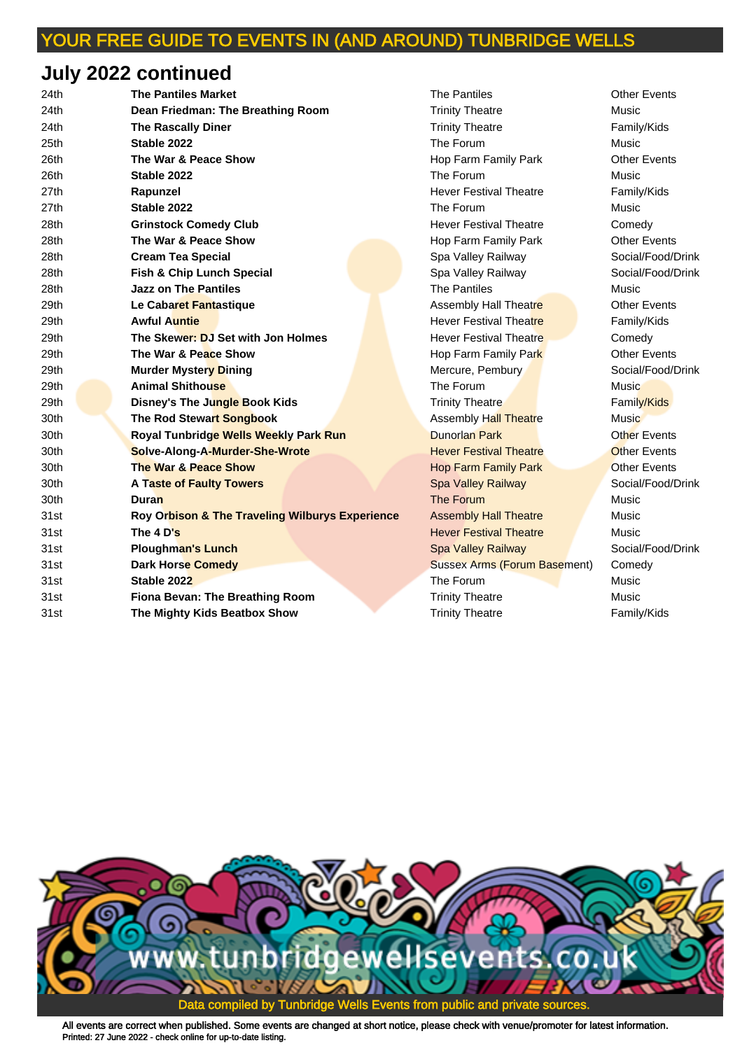## July 2022 continued

| | | | |
|---|---|---|---|
| 24th | **The Pantiles Market** | The Pantiles | Other Events |
| 24th | **Dean Friedman: The Breathing Room** | Trinity Theatre | Music |
| 24th | **The Rascally Diner** | Trinity Theatre | Family/Kids |
| 25th | **Stable 2022** | The Forum | Music |
| 26th | **The War & Peace Show** | Hop Farm Family Park | Other Events |
| 26th | **Stable 2022** | The Forum | Music |
| 27th | **Rapunzel** | Hever Festival Theatre | Family/Kids |
| 27th | **Stable 2022** | The Forum | Music |
| 28th | **Grinstock Comedy Club** | Hever Festival Theatre | Comedy |
| 28th | **The War & Peace Show** | Hop Farm Family Park | Other Events |
| 28th | **Cream Tea Special** | Spa Valley Railway | Social/Food/Drink |
| 28th | **Fish & Chip Lunch Special** | Spa Valley Railway | Social/Food/Drink |
| 28th | **Jazz on The Pantiles** | The Pantiles | Music |
| 29th | **Le Cabaret Fantastique** | Assembly Hall Theatre | Other Events |
| 29th | **Awful Auntie** | Hever Festival Theatre | Family/Kids |
| 29th | **The Skewer: DJ Set with Jon Holmes** | Hever Festival Theatre | Comedy |
| 29th | **The War & Peace Show** | Hop Farm Family Park | Other Events |
| 29th | **Murder Mystery Dining** | Mercure, Pembury | Social/Food/Drink |
| 29th | **Animal Shithouse** | The Forum | Music |
| 29th | **Disney's The Jungle Book Kids** | Trinity Theatre | Family/Kids |
| 30th | **The Rod Stewart Songbook** | Assembly Hall Theatre | Music |
| 30th | **Royal Tunbridge Wells Weekly Park Run** | Dunorlan Park | Other Events |
| 30th | **Solve-Along-A-Murder-She-Wrote** | Hever Festival Theatre | Other Events |
| 30th | **The War & Peace Show** | Hop Farm Family Park | Other Events |
| 30th | **A Taste of Faulty Towers** | Spa Valley Railway | Social/Food/Drink |
| 30th | **Duran** | The Forum | Music |
| 31st | **Roy Orbison & The Traveling Wilburys Experience** | Assembly Hall Theatre | Music |
| 31st | **The 4 D's** | Hever Festival Theatre | Music |
| 31st | **Ploughman's Lunch** | Spa Valley Railway | Social/Food/Drink |
| 31st | **Dark Horse Comedy** | Sussex Arms (Forum Basement) | Comedy |
| 31st | **Stable 2022** | The Forum | Music |
| 31st | **Fiona Bevan: The Breathing Room** | Trinity Theatre | Music |
| 31st | **The Mighty Kids Beatbox Show** | Trinity Theatre | Family/Kids |

www.tunbridgewellsevents.co.uk

Data compiled by Tunbridge Wells Events from public and private sources.

All events are correct when published. Some events are changed at short notice, please check with venue/promoter for latest information.
Printed: 27 June 2022 - check online for up-to-date listing.